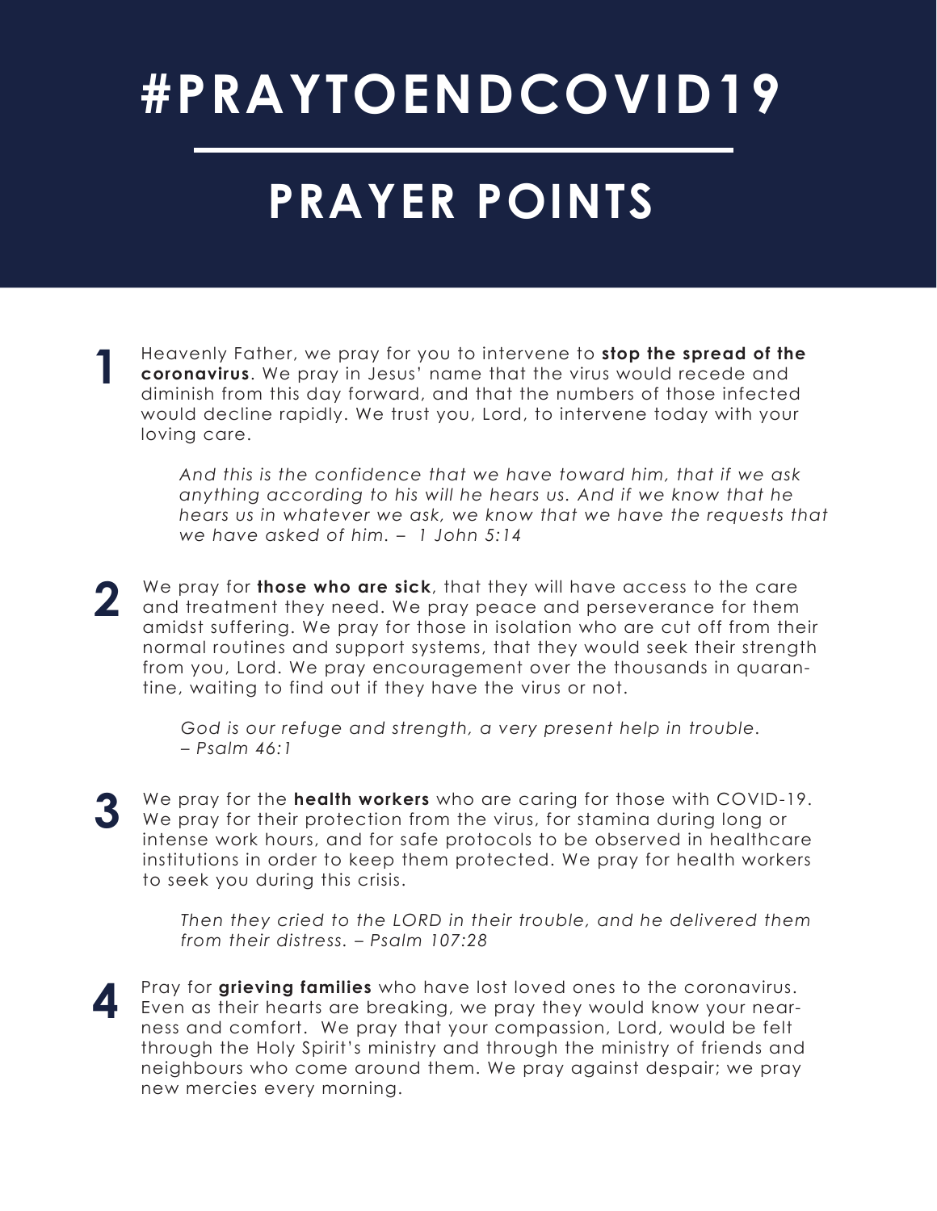# #PRAYTOENDCOVID19

## PRAYER POINTS

1. Heavenly Father, we pray for you to intervene to **stop the spread of the coronavirus**. We pray in Jesus' name that the virus would recede and diminish from this day forward, and that the numbers of those infected would decline rapidly. We trust you, Lord, to intervene today with your loving care.

   *And this is the confidence that we have toward him, that if we ask anything according to his will he hears us. And if we know that he hears us in whatever we ask, we know that we have the requests that we have asked of him. – 1 John 5:14*

2. We pray for **those who are sick**, that they will have access to the care and treatment they need. We pray peace and perseverance for them amidst suffering. We pray for those in isolation who are cut off from their normal routines and support systems, that they would seek their strength from you, Lord. We pray encouragement over the thousands in quarantine, waiting to find out if they have the virus or not.

   *God is our refuge and strength, a very present help in trouble. – Psalm 46:1*

3. We pray for the **health workers** who are caring for those with COVID-19. We pray for their protection from the virus, for stamina during long or intense work hours, and for safe protocols to be observed in healthcare institutions in order to keep them protected. We pray for health workers to seek you during this crisis.

   *Then they cried to the LORD in their trouble, and he delivered them from their distress. – Psalm 107:28*

4. Pray for **grieving families** who have lost loved ones to the coronavirus. Even as their hearts are breaking, we pray they would know your nearness and comfort. We pray that your compassion, Lord, would be felt through the Holy Spirit's ministry and through the ministry of friends and neighbours who come around them. We pray against despair; we pray new mercies every morning.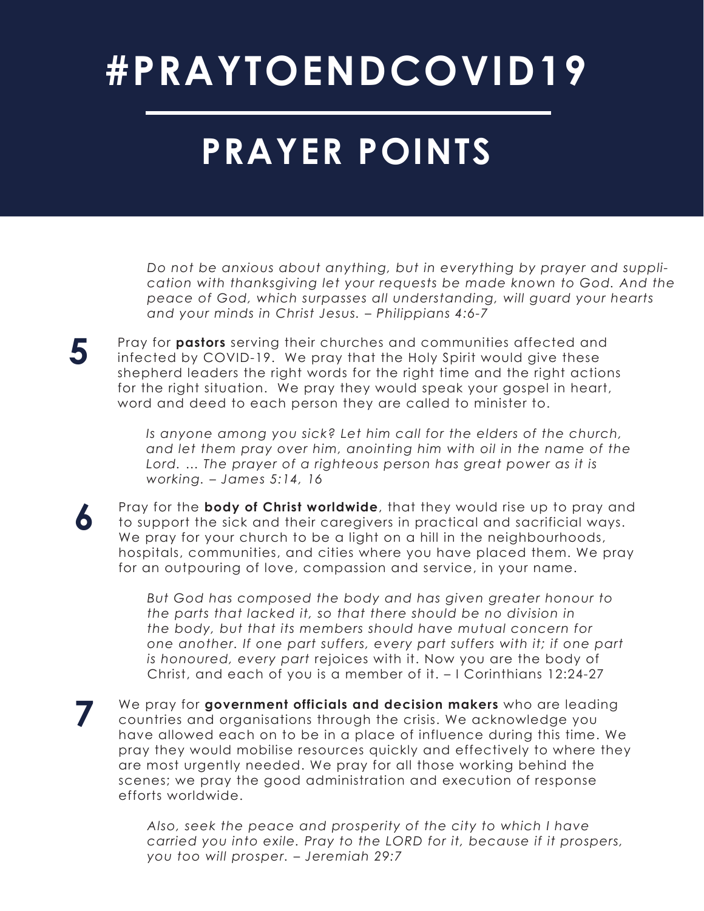# #PRAYTOENDCOVID19

## PRAYER POINTS

*Do not be anxious about anything, but in everything by prayer and supplication with thanksgiving let your requests be made known to God. And the peace of God, which surpasses all understanding, will guard your hearts and your minds in Christ Jesus. – Philippians 4:6-7*

**5** Pray for **pastors** serving their churches and communities affected and infected by COVID-19. We pray that the Holy Spirit would give these shepherd leaders the right words for the right time and the right actions for the right situation. We pray they would speak your gospel in heart, word and deed to each person they are called to minister to.

*Is anyone among you sick? Let him call for the elders of the church, and let them pray over him, anointing him with oil in the name of the Lord. ... The prayer of a righteous person has great power as it is working. – James 5:14, 16*

**6** Pray for the **body of Christ worldwide**, that they would rise up to pray and to support the sick and their caregivers in practical and sacrificial ways. We pray for your church to be a light on a hill in the neighbourhoods, hospitals, communities, and cities where you have placed them. We pray for an outpouring of love, compassion and service, in your name.

*But God has composed the body and has given greater honour to the parts that lacked it, so that there should be no division in the body, but that its members should have mutual concern for one another. If one part suffers, every part suffers with it; if one part is honoured, every part* rejoices with it. Now you are the body of Christ, and each of you is a member of it. – I Corinthians 12:24-27

**7** We pray for **government officials and decision makers** who are leading countries and organisations through the crisis. We acknowledge you have allowed each on to be in a place of influence during this time. We pray they would mobilise resources quickly and effectively to where they are most urgently needed. We pray for all those working behind the scenes; we pray the good administration and execution of response efforts worldwide.

*Also, seek the peace and prosperity of the city to which I have carried you into exile. Pray to the LORD for it, because if it prospers, you too will prosper. – Jeremiah 29:7*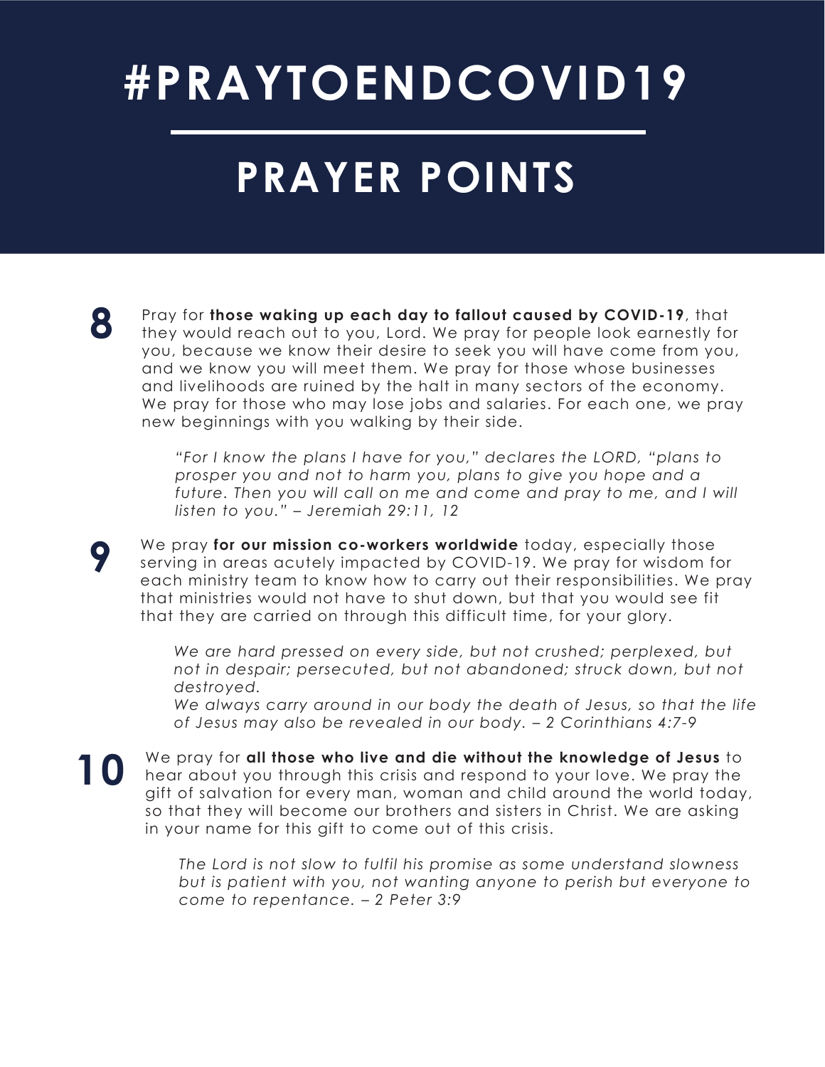# #PRAYTOENDCOVID19

## PRAYER POINTS

**8** Pray for **those waking up each day to fallout caused by COVID-19**, that they would reach out to you, Lord. We pray for people look earnestly for you, because we know their desire to seek you will have come from you, and we know you will meet them. We pray for those whose businesses and livelihoods are ruined by the halt in many sectors of the economy. We pray for those who may lose jobs and salaries. For each one, we pray new beginnings with you walking by their side.

> *"For I know the plans I have for you," declares the LORD, "plans to prosper you and not to harm you, plans to give you hope and a future. Then you will call on me and come and pray to me, and I will listen to you." – Jeremiah 29:11, 12*

**9** We pray **for our mission co-workers worldwide** today, especially those serving in areas acutely impacted by COVID-19. We pray for wisdom for each ministry team to know how to carry out their responsibilities. We pray that ministries would not have to shut down, but that you would see fit that they are carried on through this difficult time, for your glory.

> *We are hard pressed on every side, but not crushed; perplexed, but not in despair; persecuted, but not abandoned; struck down, but not destroyed.*
> *We always carry around in our body the death of Jesus, so that the life of Jesus may also be revealed in our body. – 2 Corinthians 4:7-9*

**10** We pray for **all those who live and die without the knowledge of Jesus** to hear about you through this crisis and respond to your love. We pray the gift of salvation for every man, woman and child around the world today, so that they will become our brothers and sisters in Christ. We are asking in your name for this gift to come out of this crisis.

> *The Lord is not slow to fulfil his promise as some understand slowness but is patient with you, not wanting anyone to perish but everyone to come to repentance. – 2 Peter 3:9*